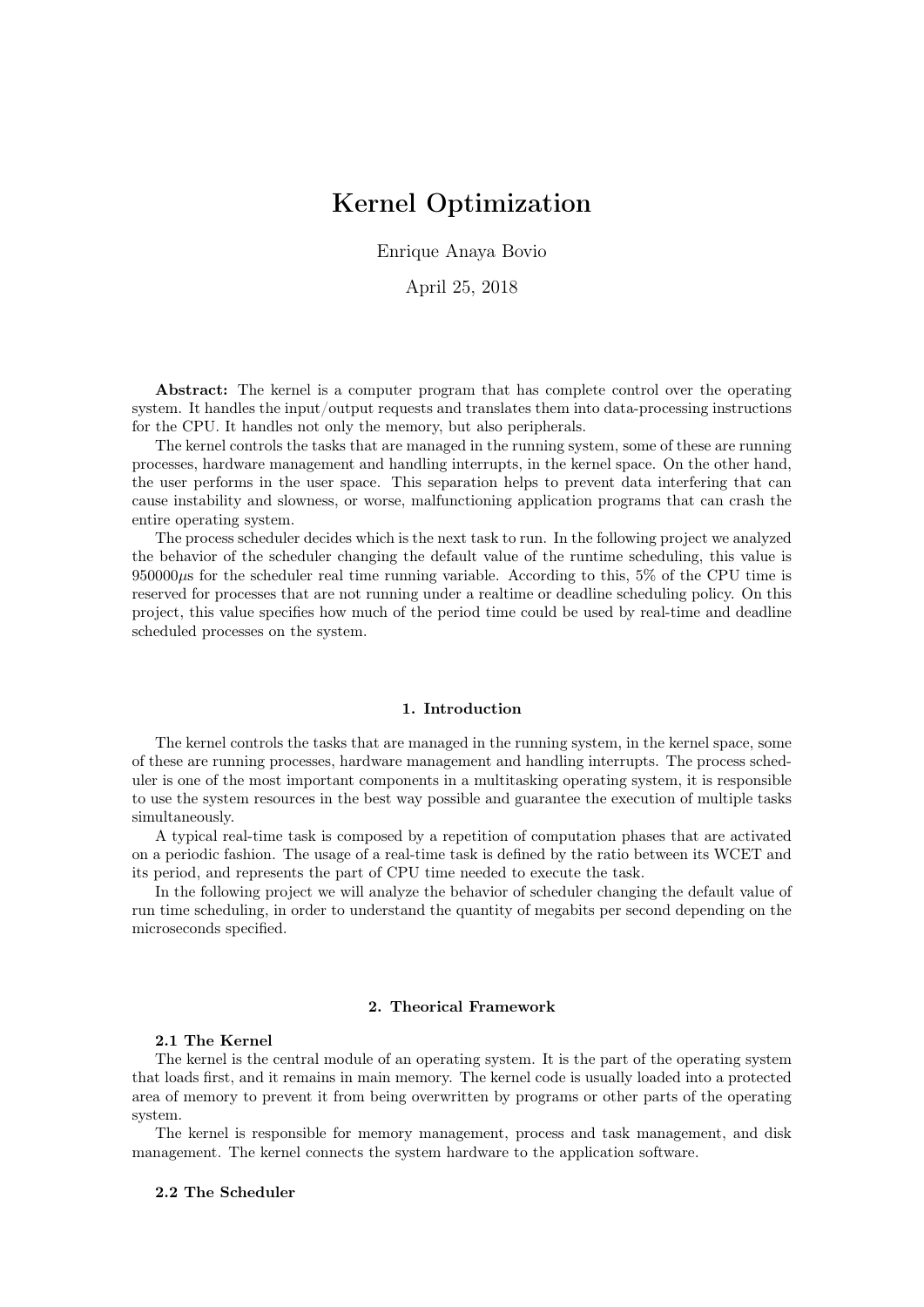# Kernel Optimization

Enrique Anaya Bovio

April 25, 2018

**Abstract:** The kernel is a computer program that has complete control over the operating system. It handles the input/output requests and translates them into data-processing instructions for the CPU. It handles not only the memory, but also peripherals.

The kernel controls the tasks that are managed in the running system, some of these are running processes, hardware management and handling interrupts, in the kernel space. On the other hand, the user performs in the user space. This separation helps to prevent data interfering that can cause instability and slowness, or worse, malfunctioning application programs that can crash the entire operating system.

The process scheduler decides which is the next task to run. In the following project we analyzed the behavior of the scheduler changing the default value of the runtime scheduling, this value is $950000\mu s$ for the scheduler real time running variable. According to this, 5% of the CPU time is reserved for processes that are not running under a realtime or deadline scheduling policy. On this project, this value specifies how much of the period time could be used by real-time and deadline scheduled processes on the system.

## 1. Introduction

The kernel controls the tasks that are managed in the running system, in the kernel space, some of these are running processes, hardware management and handling interrupts. The process scheduler is one of the most important components in a multitasking operating system, it is responsible to use the system resources in the best way possible and guarantee the execution of multiple tasks simultaneously.

A typical real-time task is composed by a repetition of computation phases that are activated on a periodic fashion. The usage of a real-time task is defined by the ratio between its WCET and its period, and represents the part of CPU time needed to execute the task.

In the following project we will analyze the behavior of scheduler changing the default value of run time scheduling, in order to understand the quantity of megabits per second depending on the microseconds specified.

## 2. Theorical Framework

### 2.1 The Kernel

The kernel is the central module of an operating system. It is the part of the operating system that loads first, and it remains in main memory. The kernel code is usually loaded into a protected area of memory to prevent it from being overwritten by programs or other parts of the operating system.

The kernel is responsible for memory management, process and task management, and disk management. The kernel connects the system hardware to the application software.

### 2.2 The Scheduler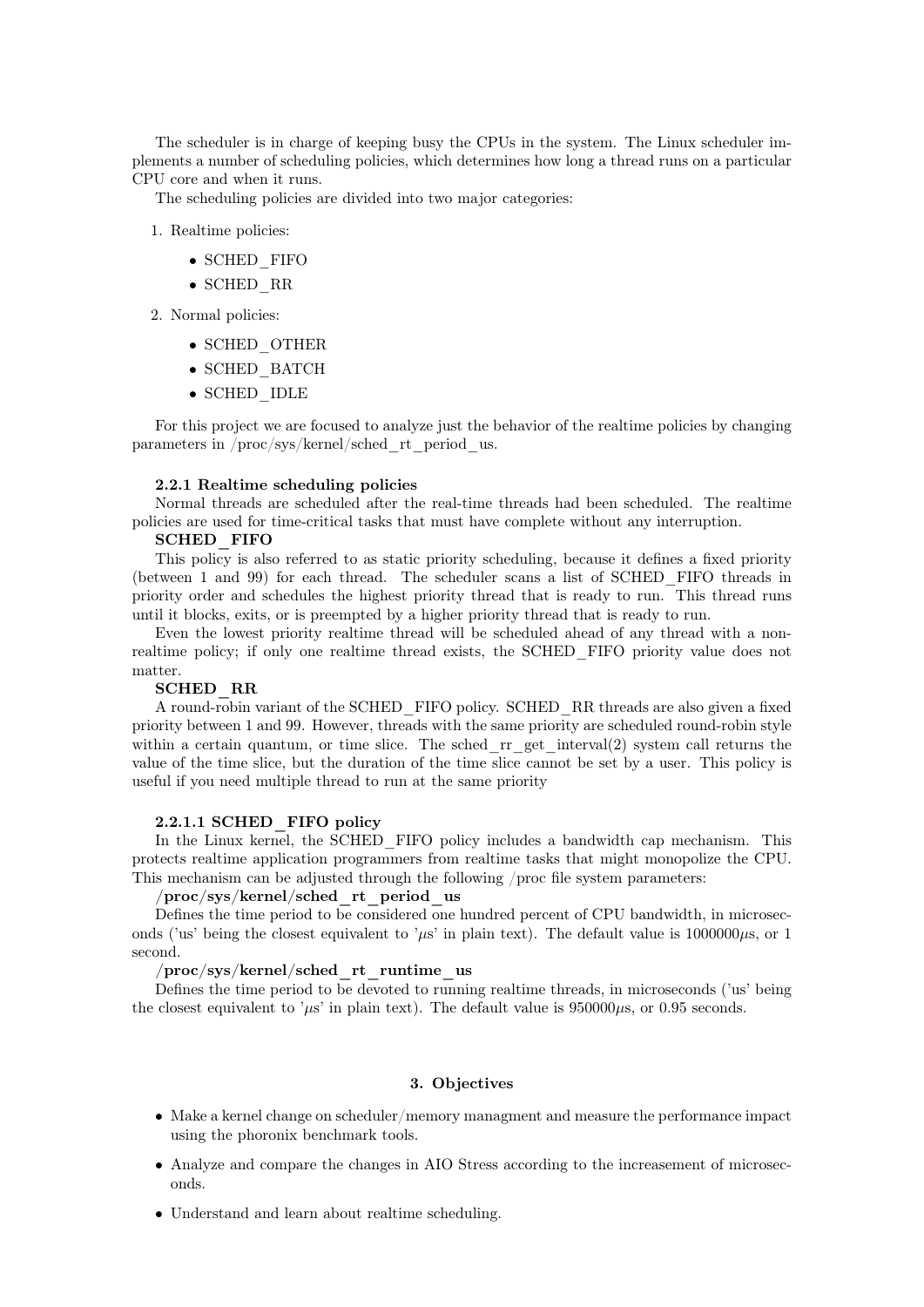The scheduler is in charge of keeping busy the CPUs in the system. The Linux scheduler implements a number of scheduling policies, which determines how long a thread runs on a particular CPU core and when it runs.

The scheduling policies are divided into two major categories:

1. Realtime policies:
   - SCHED_FIFO
   - SCHED_RR
2. Normal policies:
   - SCHED_OTHER
   - SCHED_BATCH
   - SCHED_IDLE

For this project we are focused to analyze just the behavior of the realtime policies by changing parameters in /proc/sys/kernel/sched_rt_period_us.

**2.2.1 Realtime scheduling policies**

Normal threads are scheduled after the real-time threads had been scheduled. The realtime policies are used for time-critical tasks that must have complete without any interruption.

**SCHED_FIFO**

This policy is also referred to as static priority scheduling, because it defines a fixed priority (between 1 and 99) for each thread. The scheduler scans a list of SCHED_FIFO threads in priority order and schedules the highest priority thread that is ready to run. This thread runs until it blocks, exits, or is preempted by a higher priority thread that is ready to run.

Even the lowest priority realtime thread will be scheduled ahead of any thread with a non-realtime policy; if only one realtime thread exists, the SCHED_FIFO priority value does not matter.

**SCHED_RR**

A round-robin variant of the SCHED_FIFO policy. SCHED_RR threads are also given a fixed priority between 1 and 99. However, threads with the same priority are scheduled round-robin style within a certain quantum, or time slice. The sched_rr_get_interval(2) system call returns the value of the time slice, but the duration of the time slice cannot be set by a user. This policy is useful if you need multiple thread to run at the same priority

**2.2.1.1 SCHED_FIFO policy**

In the Linux kernel, the SCHED_FIFO policy includes a bandwidth cap mechanism. This protects realtime application programmers from realtime tasks that might monopolize the CPU. This mechanism can be adjusted through the following /proc file system parameters:

**/proc/sys/kernel/sched_rt_period_us**

Defines the time period to be considered one hundred percent of CPU bandwidth, in microseconds ('us' being the closest equivalent to '$\mu$s' in plain text). The default value is 1000000$\mu$s, or 1 second.

**/proc/sys/kernel/sched_rt_runtime_us**

Defines the time period to be devoted to running realtime threads, in microseconds ('us' being the closest equivalent to '$\mu$s' in plain text). The default value is 950000$\mu$s, or 0.95 seconds.

## 3. Objectives

- Make a kernel change on scheduler/memory managment and measure the performance impact using the phoronix benchmark tools.
- Analyze and compare the changes in AIO Stress according to the increasement of microseconds.
- Understand and learn about realtime scheduling.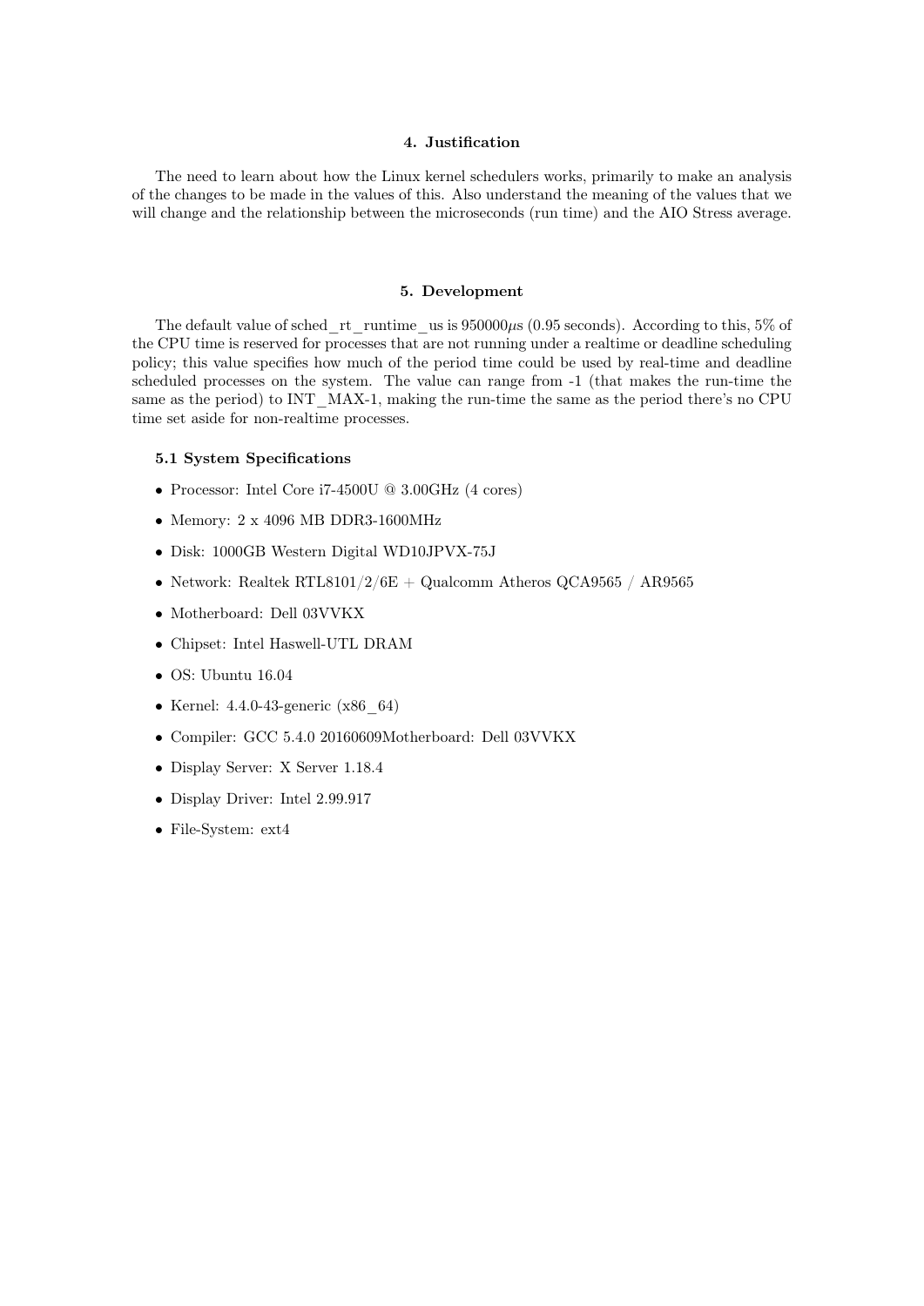## 4. Justification

The need to learn about how the Linux kernel schedulers works, primarily to make an analysis of the changes to be made in the values of this. Also understand the meaning of the values that we will change and the relationship between the microseconds (run time) and the AIO Stress average.

## 5. Development

The default value of sched_rt_runtime_us is 950000$\mu$s (0.95 seconds). According to this, 5% of the CPU time is reserved for processes that are not running under a realtime or deadline scheduling policy; this value specifies how much of the period time could be used by real-time and deadline scheduled processes on the system. The value can range from -1 (that makes the run-time the same as the period) to INT_MAX-1, making the run-time the same as the period there's no CPU time set aside for non-realtime processes.

### 5.1 System Specifications

- Processor: Intel Core i7-4500U @ 3.00GHz (4 cores)
- Memory: 2 x 4096 MB DDR3-1600MHz
- Disk: 1000GB Western Digital WD10JPVX-75J
- Network: Realtek RTL8101/2/6E + Qualcomm Atheros QCA9565 / AR9565
- Motherboard: Dell 03VVKX
- Chipset: Intel Haswell-UTL DRAM
- OS: Ubuntu 16.04
- Kernel: 4.4.0-43-generic (x86_64)
- Compiler: GCC 5.4.0 20160609Motherboard: Dell 03VVKX
- Display Server: X Server 1.18.4
- Display Driver: Intel 2.99.917
- File-System: ext4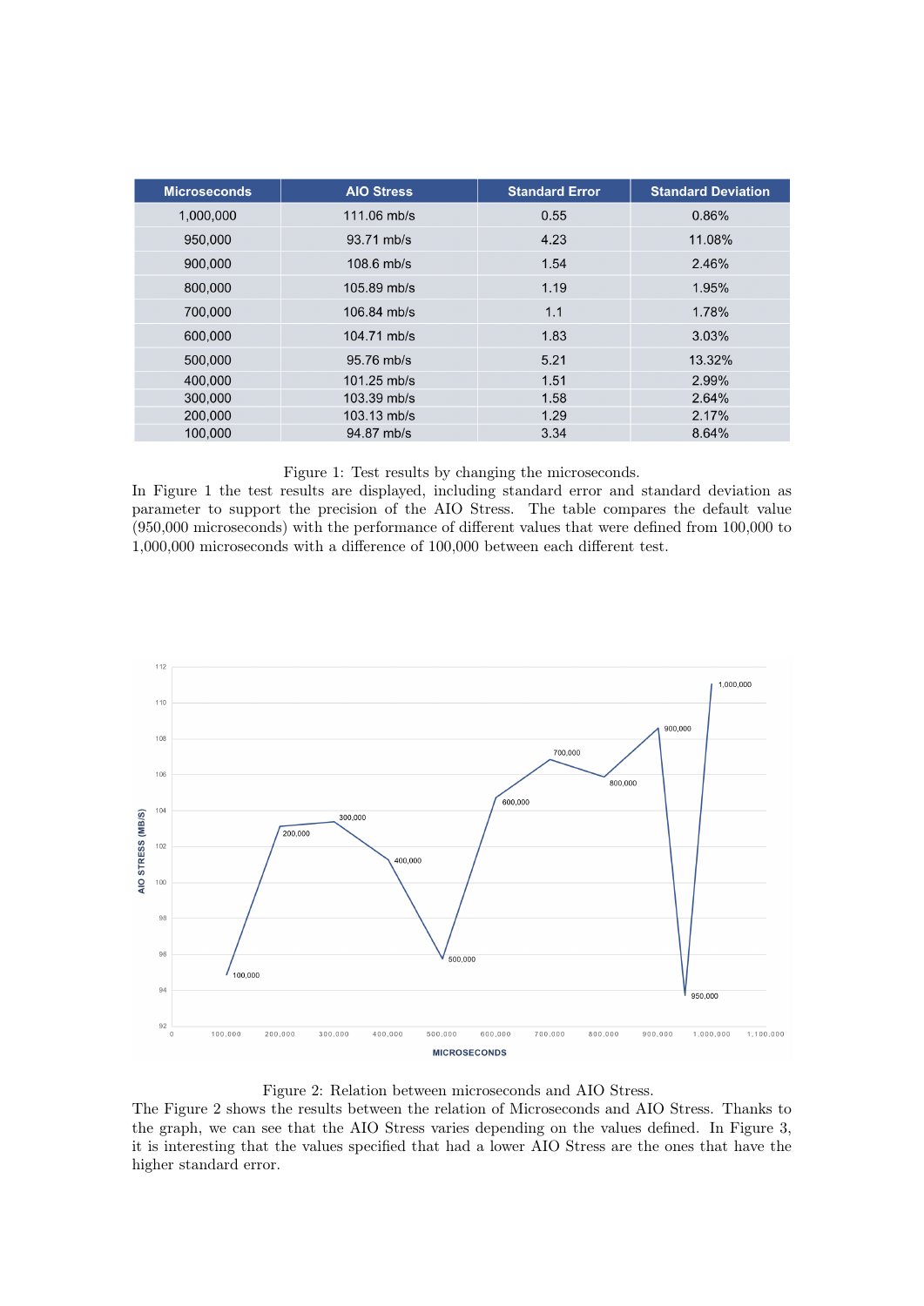| Microseconds | AIO Stress | Standard Error | Standard Deviation |
| --- | --- | --- | --- |
| 1,000,000 | 111.06 mb/s | 0.55 | 0.86% |
| 950,000 | 93.71 mb/s | 4.23 | 11.08% |
| 900,000 | 108.6 mb/s | 1.54 | 2.46% |
| 800,000 | 105.89 mb/s | 1.19 | 1.95% |
| 700,000 | 106.84 mb/s | 1.1 | 1.78% |
| 600,000 | 104.71 mb/s | 1.83 | 3.03% |
| 500,000 | 95.76 mb/s | 5.21 | 13.32% |
| 400,000 | 101.25 mb/s | 1.51 | 2.99% |
| 300,000 | 103.39 mb/s | 1.58 | 2.64% |
| 200,000 | 103.13 mb/s | 1.29 | 2.17% |
| 100,000 | 94.87 mb/s | 3.34 | 8.64% |

Figure 1: Test results by changing the microseconds.

In Figure 1 the test results are displayed, including standard error and standard deviation as parameter to support the precision of the AIO Stress. The table compares the default value (950,000 microseconds) with the performance of different values that were defined from 100,000 to 1,000,000 microseconds with a difference of 100,000 between each different test.

Figure 2: Relation between microseconds and AIO Stress.

The Figure 2 shows the results between the relation of Microseconds and AIO Stress. Thanks to the graph, we can see that the AIO Stress varies depending on the values defined. In Figure 3, it is interesting that the values specified that had a lower AIO Stress are the ones that have the higher standard error.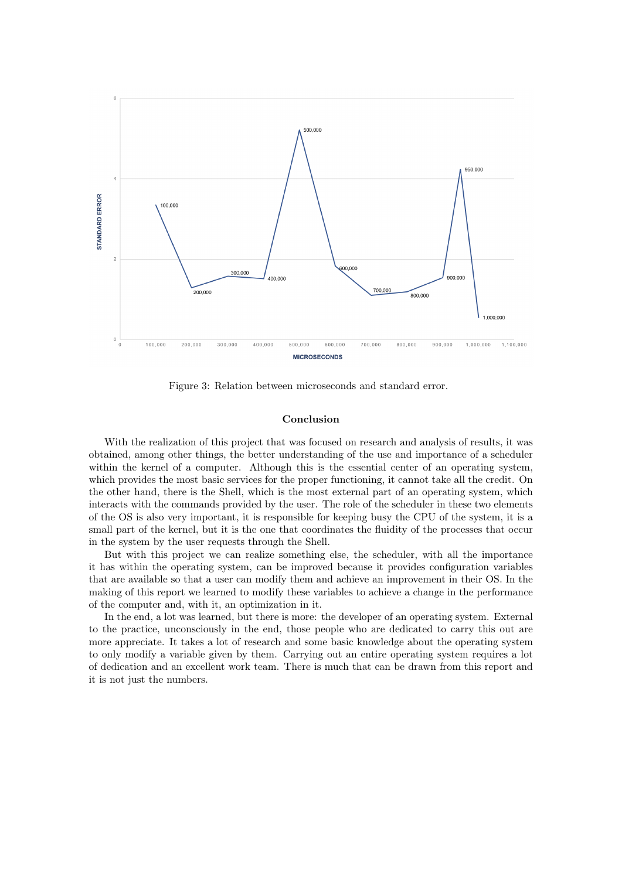Figure 3: Relation between microseconds and standard error.

## Conclusion

With the realization of this project that was focused on research and analysis of results, it was obtained, among other things, the better understanding of the use and importance of a scheduler within the kernel of a computer. Although this is the essential center of an operating system, which provides the most basic services for the proper functioning, it cannot take all the credit. On the other hand, there is the Shell, which is the most external part of an operating system, which interacts with the commands provided by the user. The role of the scheduler in these two elements of the OS is also very important, it is responsible for keeping busy the CPU of the system, it is a small part of the kernel, but it is the one that coordinates the fluidity of the processes that occur in the system by the user requests through the Shell.

But with this project we can realize something else, the scheduler, with all the importance it has within the operating system, can be improved because it provides configuration variables that are available so that a user can modify them and achieve an improvement in their OS. In the making of this report we learned to modify these variables to achieve a change in the performance of the computer and, with it, an optimization in it.

In the end, a lot was learned, but there is more: the developer of an operating system. External to the practice, unconsciously in the end, those people who are dedicated to carry this out are more appreciate. It takes a lot of research and some basic knowledge about the operating system to only modify a variable given by them. Carrying out an entire operating system requires a lot of dedication and an excellent work team. There is much that can be drawn from this report and it is not just the numbers.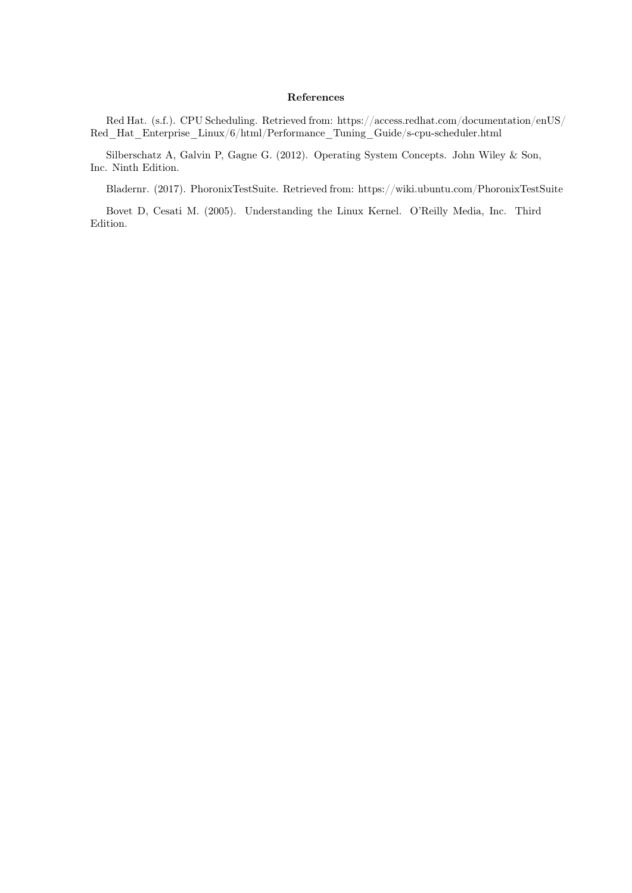## References

Red Hat. (s.f.). CPU Scheduling. Retrieved from: https://access.redhat.com/documentation/enUS/Red_Hat_Enterprise_Linux/6/html/Performance_Tuning_Guide/s-cpu-scheduler.html

Silberschatz A, Galvin P, Gagne G. (2012). Operating System Concepts. John Wiley & Son, Inc. Ninth Edition.

Bladernr. (2017). PhoronixTestSuite. Retrieved from: https://wiki.ubuntu.com/PhoronixTestSuite

Bovet D, Cesati M. (2005). Understanding the Linux Kernel. O'Reilly Media, Inc. Third Edition.